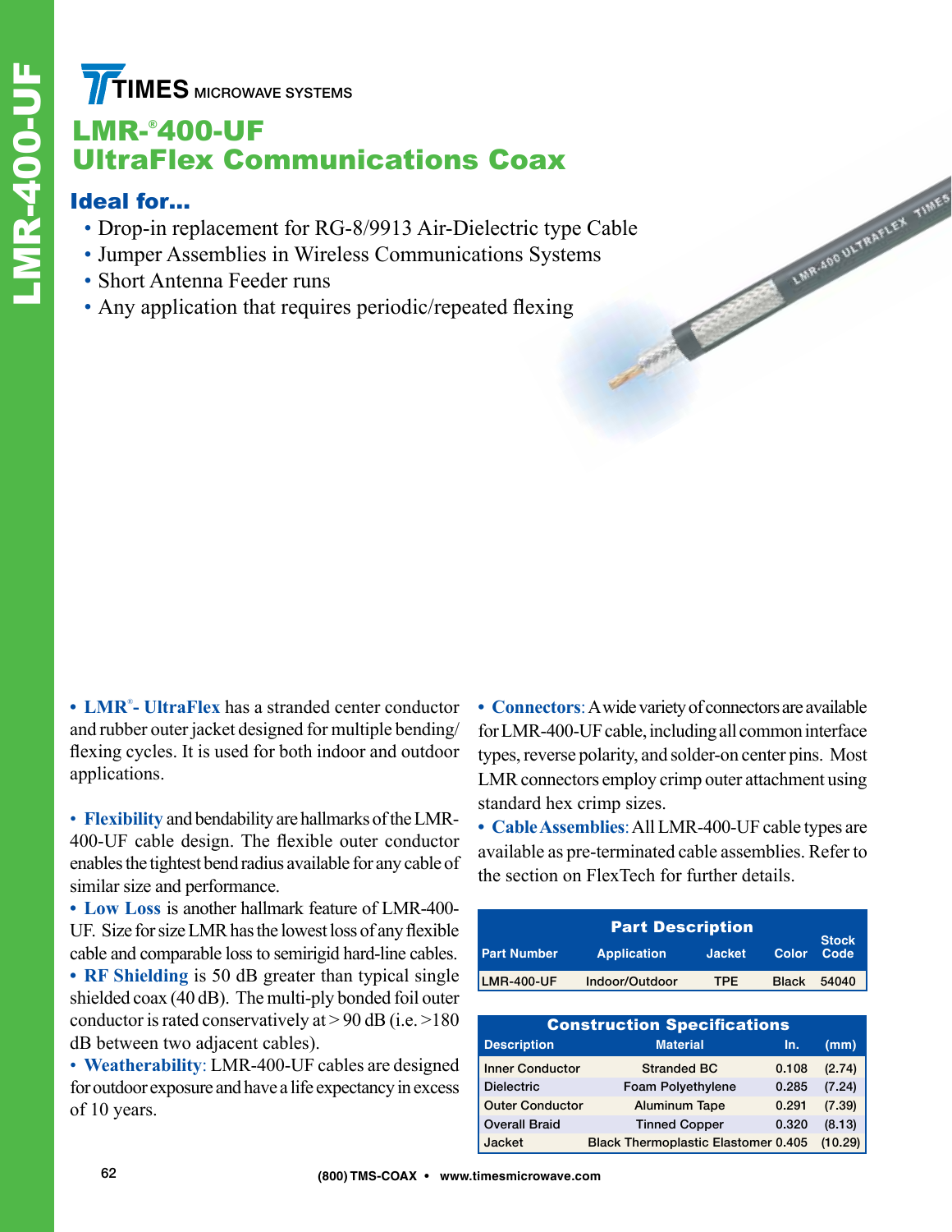TIMES MICROWAVE SYSTEMS

# LMR-®400-UF
# UltraFlex Communications Coax

## Ideal for...

- Drop-in replacement for RG-8/9913 Air-Dielectric type Cable
- Jumper Assemblies in Wireless Communications Systems
- Short Antenna Feeder runs
- Any application that requires periodic/repeated flexing

- **LMR®- UltraFlex** has a stranded center conductor and rubber outer jacket designed for multiple bending/flexing cycles. It is used for both indoor and outdoor applications.

- **Flexibility** and bendability are hallmarks of the LMR-400-UF cable design. The flexible outer conductor enables the tightest bend radius available for any cable of similar size and performance.
- **Low Loss** is another hallmark feature of LMR-400-UF. Size for size LMR has the lowest loss of any flexible cable and comparable loss to semirigid hard-line cables.
- **RF Shielding** is 50 dB greater than typical single shielded coax (40 dB). The multi-ply bonded foil outer conductor is rated conservatively at > 90 dB (i.e. >180 dB between two adjacent cables).
- **Weatherability**: LMR-400-UF cables are designed for outdoor exposure and have a life expectancy in excess of 10 years.

- **Connectors**: A wide variety of connectors are available for LMR-400-UF cable, including all common interface types, reverse polarity, and solder-on center pins. Most LMR connectors employ crimp outer attachment using standard hex crimp sizes.
- **Cable Assemblies**: All LMR-400-UF cable types are available as pre-terminated cable assemblies. Refer to the section on FlexTech for further details.

**Part Description**

| Part Number | Application | Jacket | Color | Stock Code |
|---|---|---|---|---|
| LMR-400-UF | Indoor/Outdoor | TPE | Black | 54040 |

**Construction Specifications**

| Description | Material | In. | (mm) |
|---|---|---|---|
| Inner Conductor | Stranded BC | 0.108 | (2.74) |
| Dielectric | Foam Polyethylene | 0.285 | (7.24) |
| Outer Conductor | Aluminum Tape | 0.291 | (7.39) |
| Overall Braid | Tinned Copper | 0.320 | (8.13) |
| Jacket | Black Thermoplastic Elastomer | 0.405 | (10.29) |

(800) TMS-COAX • www.timesmicrowave.com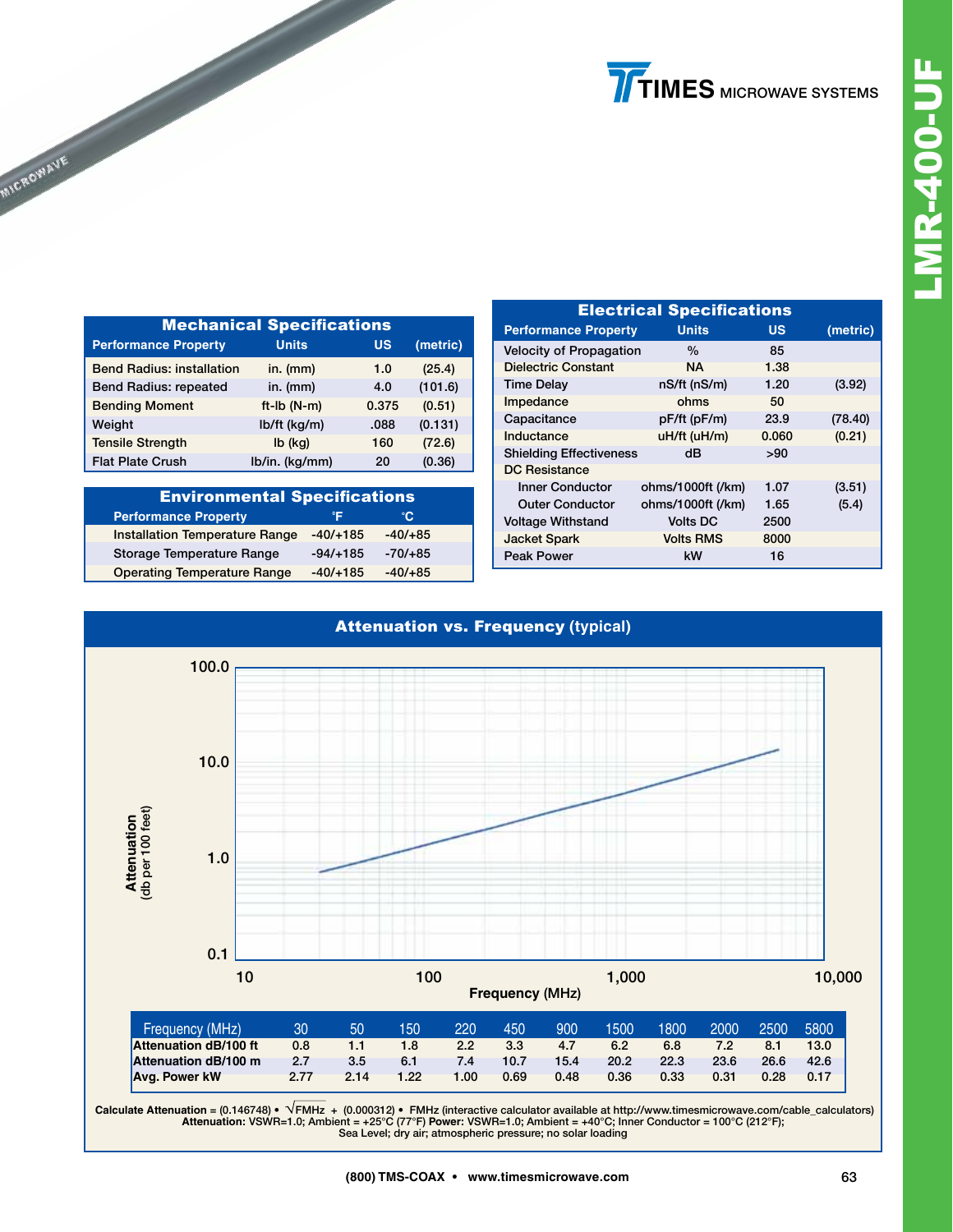# LMR-400-UF

TIMES MICROWAVE SYSTEMS

## Mechanical Specifications

| Performance Property | Units | US | (metric) |
|---|---|---|---|
| Bend Radius: installation | in. (mm) | 1.0 | (25.4) |
| Bend Radius: repeated | in. (mm) | 4.0 | (101.6) |
| Bending Moment | ft-lb (N-m) | 0.375 | (0.51) |
| Weight | lb/ft (kg/m) | .088 | (0.131) |
| Tensile Strength | lb (kg) | 160 | (72.6) |
| Flat Plate Crush | lb/in. (kg/mm) | 20 | (0.36) |

## Environmental Specifications

| Performance Property | °F | °C |
|---|---|---|
| Installation Temperature Range | -40/+185 | -40/+85 |
| Storage Temperature Range | -94/+185 | -70/+85 |
| Operating Temperature Range | -40/+185 | -40/+85 |

## Electrical Specifications

| Performance Property | Units | US | (metric) |
|---|---|---|---|
| Velocity of Propagation | % | 85 | |
| Dielectric Constant | NA | 1.38 | |
| Time Delay | nS/ft (nS/m) | 1.20 | (3.92) |
| Impedance | ohms | 50 | |
| Capacitance | pF/ft (pF/m) | 23.9 | (78.40) |
| Inductance | uH/ft (uH/m) | 0.060 | (0.21) |
| Shielding Effectiveness | dB | >90 | |
| DC Resistance | | | |
| Inner Conductor | ohms/1000ft (/km) | 1.07 | (3.51) |
| Outer Conductor | ohms/1000ft (/km) | 1.65 | (5.4) |
| Voltage Withstand | Volts DC | 2500 | |
| Jacket Spark | Volts RMS | 8000 | |
| Peak Power | kW | 16 | |

## Attenuation vs. Frequency (typical)

| Frequency (MHz) | 30 | 50 | 150 | 220 | 450 | 900 | 1500 | 1800 | 2000 | 2500 | 5800 |
|---|---|---|---|---|---|---|---|---|---|---|---|
| Attenuation dB/100 ft | 0.8 | 1.1 | 1.8 | 2.2 | 3.3 | 4.7 | 6.2 | 6.8 | 7.2 | 8.1 | 13.0 |
| Attenuation dB/100 m | 2.7 | 3.5 | 6.1 | 7.4 | 10.7 | 15.4 | 20.2 | 22.3 | 23.6 | 26.6 | 42.6 |
| Avg. Power kW | 2.77 | 2.14 | 1.22 | 1.00 | 0.69 | 0.48 | 0.36 | 0.33 | 0.31 | 0.28 | 0.17 |

**Calculate Attenuation** = $(0.146748) \cdot \sqrt{FMHz} + (0.000312) \cdot FMHz$ (interactive calculator available at http://www.timesmicrowave.com/cable_calculators)
**Attenuation:** VSWR=1.0; Ambient = +25°C (77°F) **Power:** VSWR=1.0; Ambient = +40°C; Inner Conductor = 100°C (212°F); Sea Level; dry air; atmospheric pressure; no solar loading

(800) TMS-COAX • www.timesmicrowave.com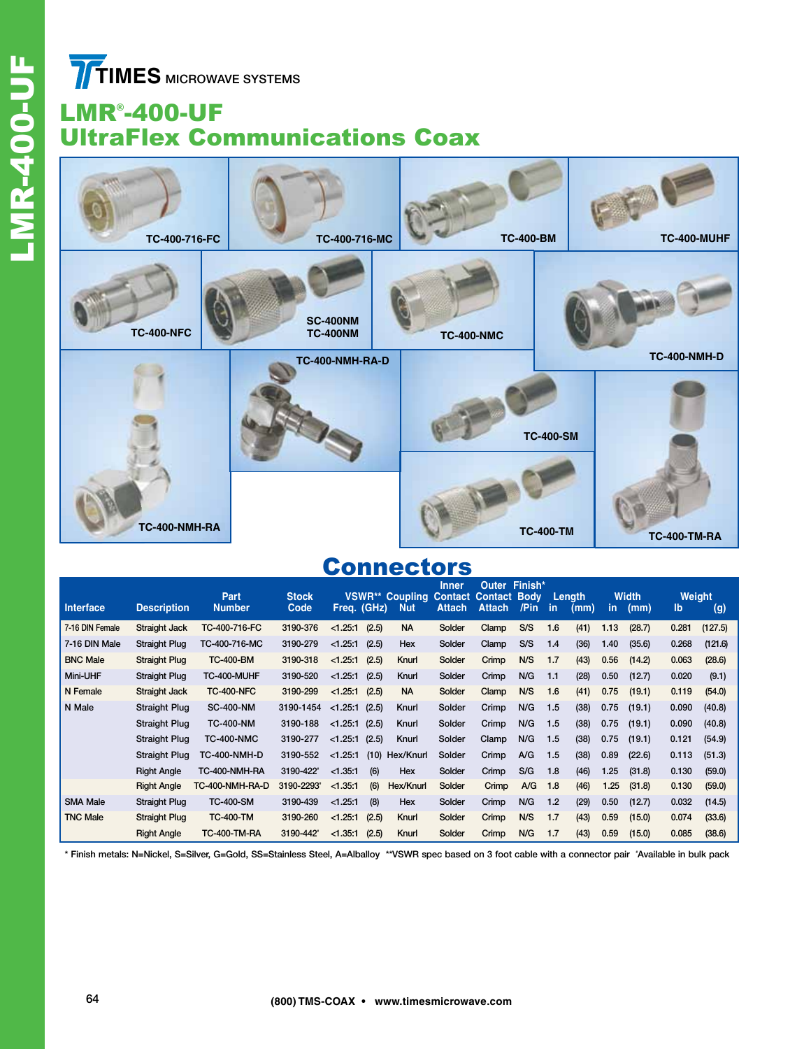TIMES MICROWAVE SYSTEMS

# LMR®-400-UF
# UltraFlex Communications Coax

TC-400-716-FC
TC-400-716-MC
TC-400-BM
TC-400-MUHF
TC-400-NFC
SC-400NM
TC-400NM
TC-400-NMC
TC-400-NMH-D
TC-400-NMH-RA-D
TC-400-SM
TC-400-NMH-RA
TC-400-TM
TC-400-TM-RA

## Connectors

| Interface | Description | Part Number | Stock Code | VSWR** | Freq. (GHz) | Coupling Nut | Inner Contact Attach | Outer Contact Attach | Finish* Body /Pin | Length in | (mm) | Width in | (mm) | Weight lb | (g) |
|---|---|---|---|---|---|---|---|---|---|---|---|---|---|---|---|
| 7-16 DIN Female | Straight Jack | TC-400-716-FC | 3190-376 | <1.25:1 | (2.5) | NA | Solder | Clamp | S/S | 1.6 | (41) | 1.13 | (28.7) | 0.281 | (127.5) |
| 7-16 DIN Male | Straight Plug | TC-400-716-MC | 3190-279 | <1.25:1 | (2.5) | Hex | Solder | Clamp | S/S | 1.4 | (36) | 1.40 | (35.6) | 0.268 | (121.6) |
| BNC Male | Straight Plug | TC-400-BM | 3190-318 | <1.25:1 | (2.5) | Knurl | Solder | Crimp | N/S | 1.7 | (43) | 0.56 | (14.2) | 0.063 | (28.6) |
| Mini-UHF | Straight Plug | TC-400-MUHF | 3190-520 | <1.25:1 | (2.5) | Knurl | Solder | Crimp | N/G | 1.1 | (28) | 0.50 | (12.7) | 0.020 | (9.1) |
| N Female | Straight Jack | TC-400-NFC | 3190-299 | <1.25:1 | (2.5) | NA | Solder | Clamp | N/S | 1.6 | (41) | 0.75 | (19.1) | 0.119 | (54.0) |
| N Male | Straight Plug | SC-400-NM | 3190-1454 | <1.25:1 | (2.5) | Knurl | Solder | Crimp | N/G | 1.5 | (38) | 0.75 | (19.1) | 0.090 | (40.8) |
| | Straight Plug | TC-400-NM | 3190-188 | <1.25:1 | (2.5) | Knurl | Solder | Crimp | N/G | 1.5 | (38) | 0.75 | (19.1) | 0.090 | (40.8) |
| | Straight Plug | TC-400-NMC | 3190-277 | <1.25:1 | (2.5) | Knurl | Solder | Clamp | N/G | 1.5 | (38) | 0.75 | (19.1) | 0.121 | (54.9) |
| | Straight Plug | TC-400-NMH-D | 3190-552 | <1.25:1 | (10) | Hex/Knurl | Solder | Crimp | A/G | 1.5 | (38) | 0.89 | (22.6) | 0.113 | (51.3) |
| | Right Angle | TC-400-NMH-RA | 3190-422' | <1.35:1 | (6) | Hex | Solder | Crimp | S/G | 1.8 | (46) | 1.25 | (31.8) | 0.130 | (59.0) |
| | Right Angle | TC-400-NMH-RA-D | 3190-2293' | <1.35:1 | (6) | Hex/Knurl | Solder | Crimp | A/G | 1.8 | (46) | 1.25 | (31.8) | 0.130 | (59.0) |
| SMA Male | Straight Plug | TC-400-SM | 3190-439 | <1.25:1 | (8) | Hex | Solder | Crimp | N/G | 1.2 | (29) | 0.50 | (12.7) | 0.032 | (14.5) |
| TNC Male | Straight Plug | TC-400-TM | 3190-260 | <1.25:1 | (2.5) | Knurl | Solder | Crimp | N/S | 1.7 | (43) | 0.59 | (15.0) | 0.074 | (33.6) |
| | Right Angle | TC-400-TM-RA | 3190-442' | <1.35:1 | (2.5) | Knurl | Solder | Crimp | N/G | 1.7 | (43) | 0.59 | (15.0) | 0.085 | (38.6) |

* Finish metals: N=Nickel, S=Silver, G=Gold, SS=Stainless Steel, A=Alballoy **VSWR spec based on 3 foot cable with a connector pair 'Available in bulk pack

(800) TMS-COAX • www.timesmicrowave.com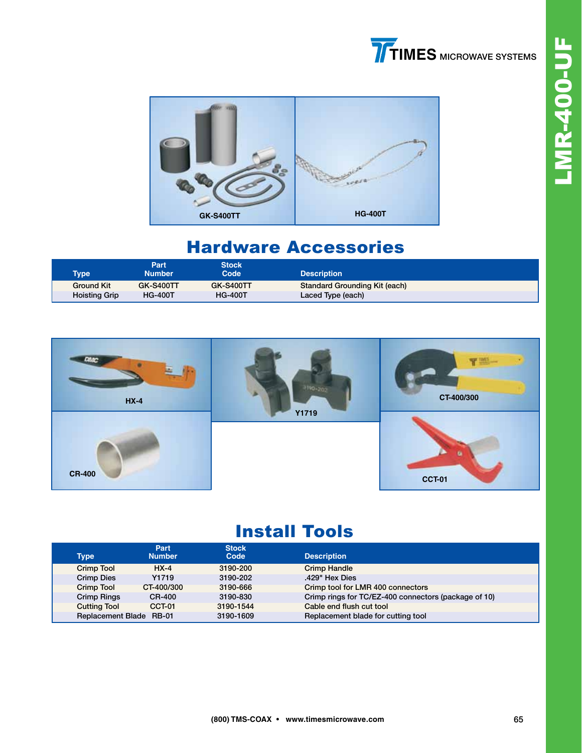# Hardware Accessories

| Type | Part Number | Stock Code | Description |
|---|---|---|---|
| Ground Kit | GK-S400TT | GK-S400TT | Standard Grounding Kit (each) |
| Hoisting Grip | HG-400T | HG-400T | Laced Type (each) |

# Install Tools

| Type | Part Number | Stock Code | Description |
|---|---|---|---|
| Crimp Tool | HX-4 | 3190-200 | Crimp Handle |
| Crimp Dies | Y1719 | 3190-202 | .429" Hex Dies |
| Crimp Tool | CT-400/300 | 3190-666 | Crimp tool for LMR 400 connectors |
| Crimp Rings | CR-400 | 3190-830 | Crimp rings for TC/EZ-400 connectors (package of 10) |
| Cutting Tool | CCT-01 | 3190-1544 | Cable end flush cut tool |
| Replacement Blade | RB-01 | 3190-1609 | Replacement blade for cutting tool |

(800) TMS-COAX • www.timesmicrowave.com